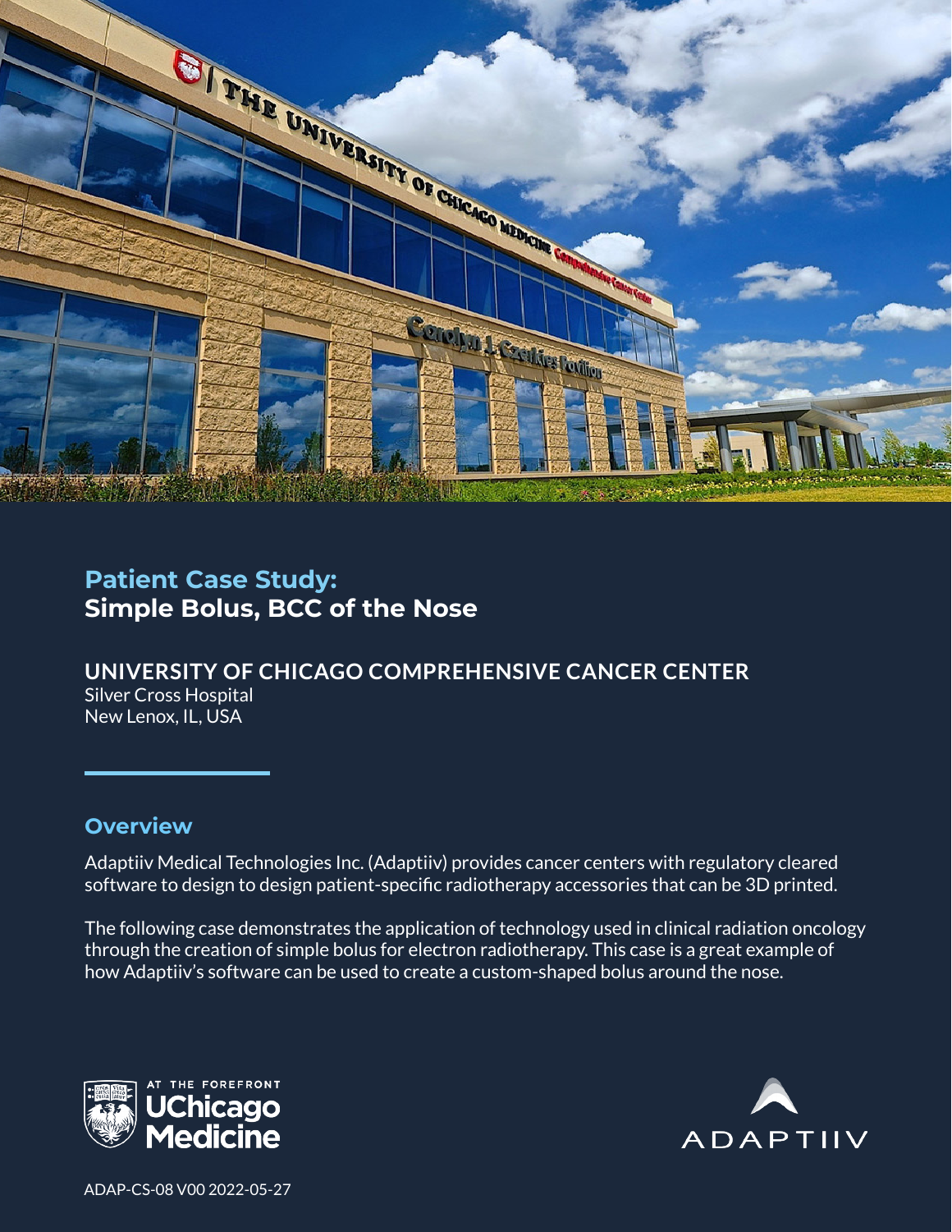# Patient Case Study:
## Simple Bolus, BCC of the Nose

**UNIVERSITY OF CHICAGO COMPREHENSIVE CANCER CENTER**
Silver Cross Hospital
New Lenox, IL, USA

## Overview

Adaptiiv Medical Technologies Inc. (Adaptiiv) provides cancer centers with regulatory cleared software to design to design patient-specific radiotherapy accessories that can be 3D printed.

The following case demonstrates the application of technology used in clinical radiation oncology through the creation of simple bolus for electron radiotherapy. This case is a great example of how Adaptiiv's software can be used to create a custom-shaped bolus around the nose.

ADAP-CS-08 V00 2022-05-27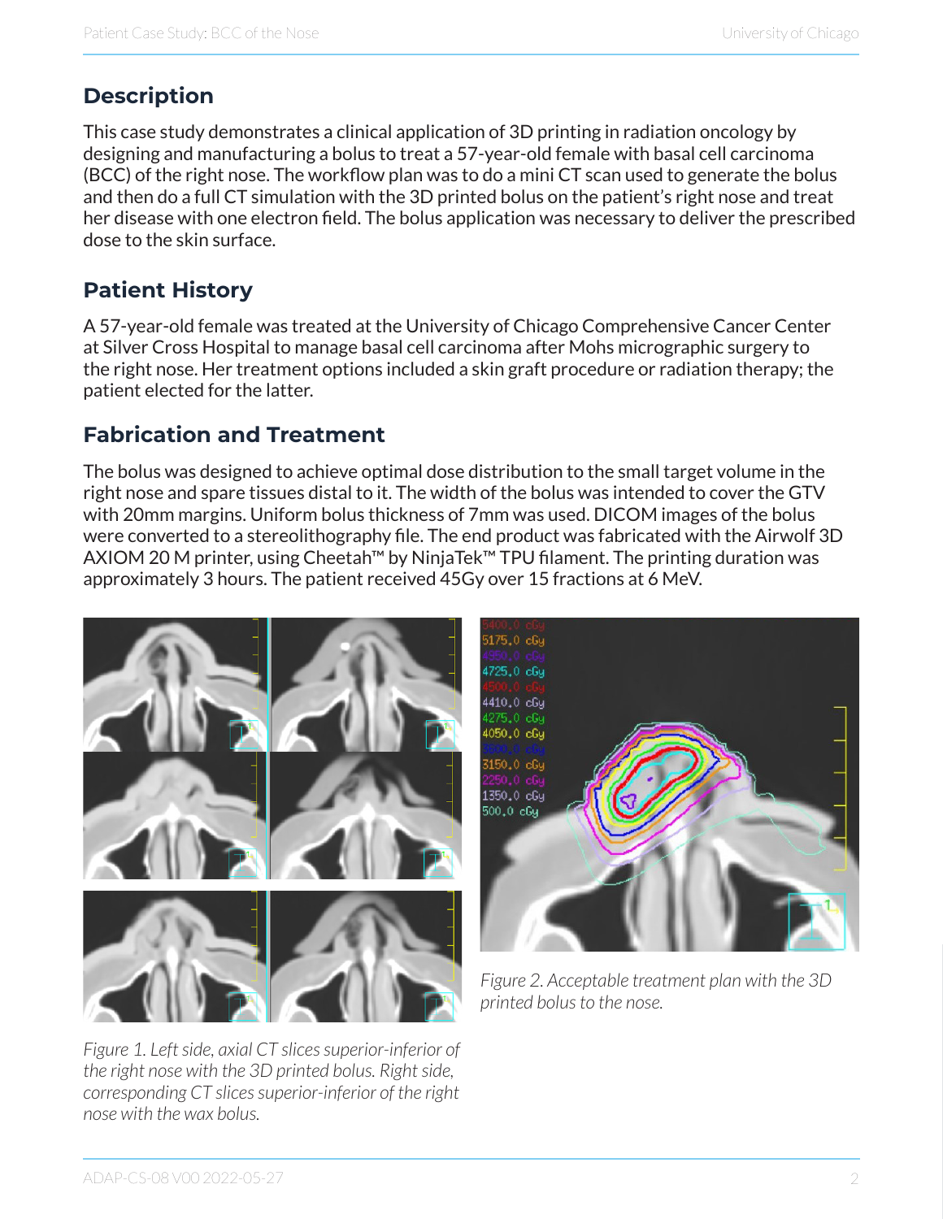## Description

This case study demonstrates a clinical application of 3D printing in radiation oncology by designing and manufacturing a bolus to treat a 57-year-old female with basal cell carcinoma (BCC) of the right nose. The workflow plan was to do a mini CT scan used to generate the bolus and then do a full CT simulation with the 3D printed bolus on the patient's right nose and treat her disease with one electron field. The bolus application was necessary to deliver the prescribed dose to the skin surface.

## Patient History

A 57-year-old female was treated at the University of Chicago Comprehensive Cancer Center at Silver Cross Hospital to manage basal cell carcinoma after Mohs micrographic surgery to the right nose. Her treatment options included a skin graft procedure or radiation therapy; the patient elected for the latter.

## Fabrication and Treatment

The bolus was designed to achieve optimal dose distribution to the small target volume in the right nose and spare tissues distal to it. The width of the bolus was intended to cover the GTV with 20mm margins. Uniform bolus thickness of 7mm was used. DICOM images of the bolus were converted to a stereolithography file. The end product was fabricated with the Airwolf 3D AXIOM 20 M printer, using Cheetah™ by NinjaTek™ TPU filament. The printing duration was approximately 3 hours. The patient received 45Gy over 15 fractions at 6 MeV.

*Figure 1. Left side, axial CT slices superior-inferior of the right nose with the 3D printed bolus. Right side, corresponding CT slices superior-inferior of the right nose with the wax bolus.*

*Figure 2. Acceptable treatment plan with the 3D printed bolus to the nose.*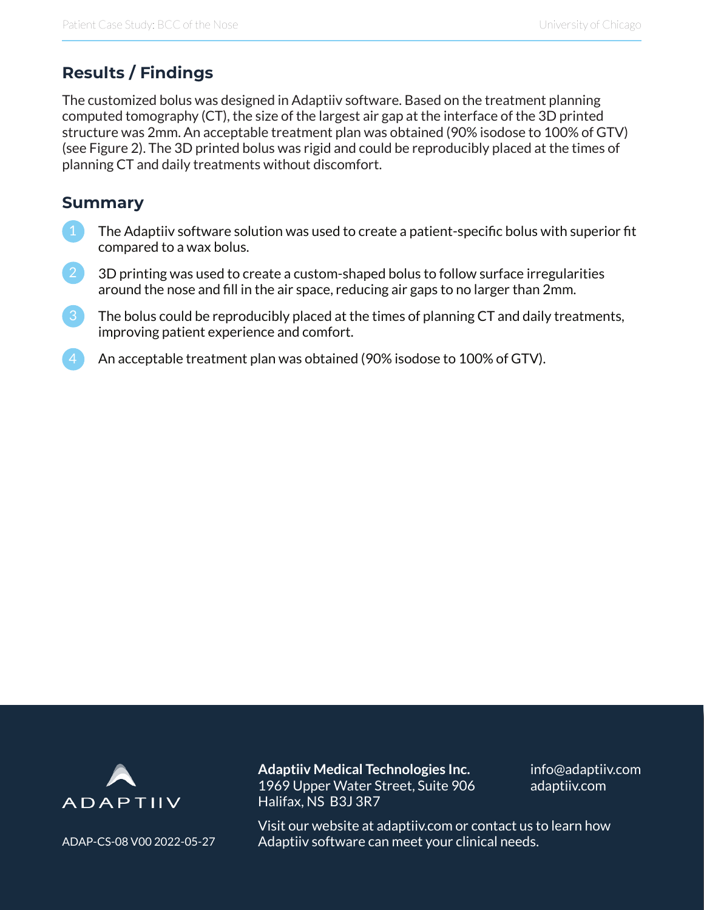## Results / Findings

The customized bolus was designed in Adaptiiv software. Based on the treatment planning computed tomography (CT), the size of the largest air gap at the interface of the 3D printed structure was 2mm. An acceptable treatment plan was obtained (90% isodose to 100% of GTV) (see Figure 2). The 3D printed bolus was rigid and could be reproducibly placed at the times of planning CT and daily treatments without discomfort.

## Summary

1. The Adaptiiv software solution was used to create a patient-specific bolus with superior fit compared to a wax bolus.
2. 3D printing was used to create a custom-shaped bolus to follow surface irregularities around the nose and fill in the air space, reducing air gaps to no larger than 2mm.
3. The bolus could be reproducibly placed at the times of planning CT and daily treatments, improving patient experience and comfort.
4. An acceptable treatment plan was obtained (90% isodose to 100% of GTV).

ADAPTIIV

ADAP-CS-08 V00 2022-05-27

**Adaptiiv Medical Technologies Inc.**
1969 Upper Water Street, Suite 906
Halifax, NS B3J 3R7

info@adaptiiv.com
adaptiiv.com

Visit our website at adaptiiv.com or contact us to learn how Adaptiiv software can meet your clinical needs.